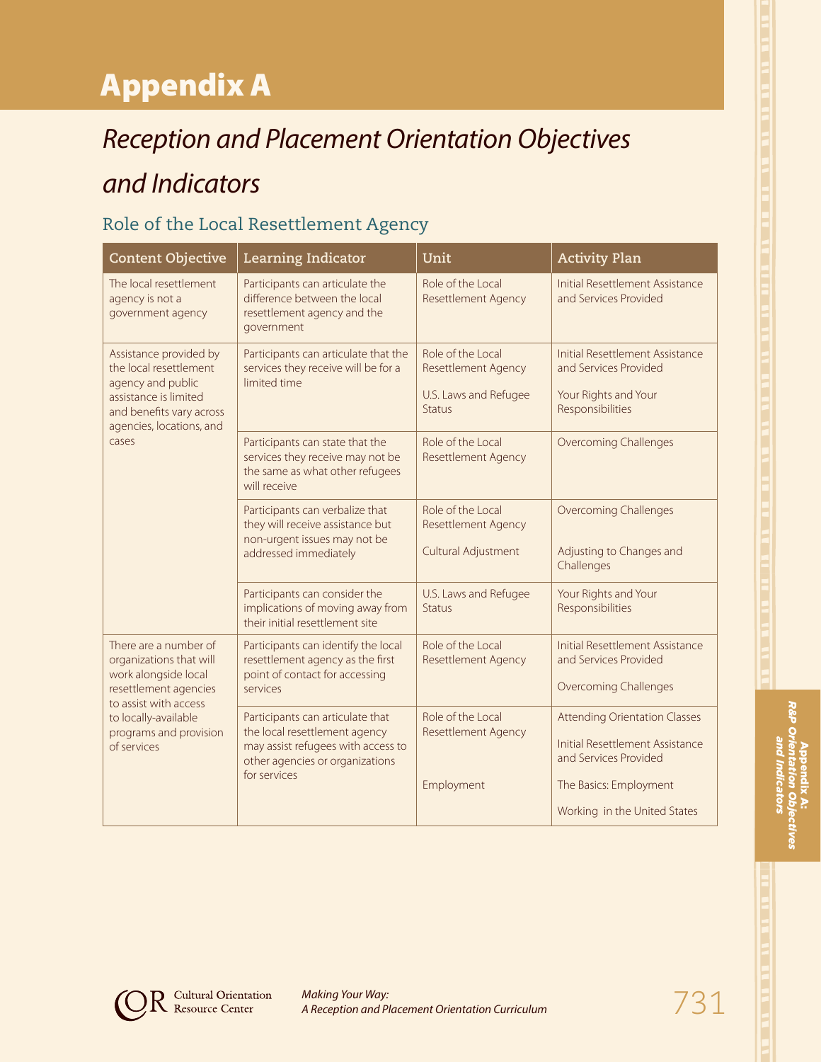# Appendix A

## *Reception and Placement Orientation Objectives and Indicators*

### Role of the Local Resettlement Agency

| Content Objective | Learning Indicator | Unit | Activity Plan |
|---|---|---|---|
| The local resettlement agency is not a government agency | Participants can articulate the difference between the local resettlement agency and the government | Role of the Local Resettlement Agency | Initial Resettlement Assistance and Services Provided |
| Assistance provided by the local resettlement agency and public assistance is limited and benefits vary across agencies, locations, and cases | Participants can articulate that the services they receive will be for a limited time | Role of the Local Resettlement Agency<br><br>U.S. Laws and Refugee Status | Initial Resettlement Assistance and Services Provided<br><br>Your Rights and Your Responsibilities |
| | Participants can state that the services they receive may not be the same as what other refugees will receive | Role of the Local Resettlement Agency | Overcoming Challenges |
| | Participants can verbalize that they will receive assistance but non-urgent issues may not be addressed immediately | Role of the Local Resettlement Agency<br><br>Cultural Adjustment | Overcoming Challenges<br><br>Adjusting to Changes and Challenges |
| | Participants can consider the implications of moving away from their initial resettlement site | U.S. Laws and Refugee Status | Your Rights and Your Responsibilities |
| There are a number of organizations that will work alongside local resettlement agencies to assist with access to locally-available programs and provision of services | Participants can identify the local resettlement agency as the first point of contact for accessing services | Role of the Local Resettlement Agency | Initial Resettlement Assistance and Services Provided<br><br>Overcoming Challenges |
| | Participants can articulate that the local resettlement agency may assist refugees with access to other agencies or organizations for services | Role of the Local Resettlement Agency<br><br>Employment | Attending Orientation Classes<br><br>Initial Resettlement Assistance and Services Provided<br><br>The Basics: Employment<br><br>Working in the United States |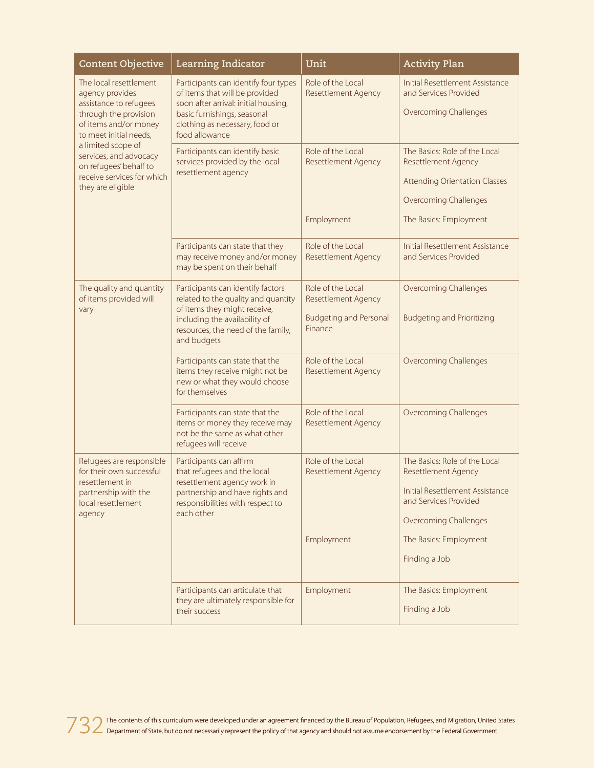| Content Objective | Learning Indicator | Unit | Activity Plan |
|---|---|---|---|
| The local resettlement agency provides assistance to refugees through the provision of items and/or money to meet initial needs, a limited scope of services, and advocacy on refugees' behalf to receive services for which they are eligible | Participants can identify four types of items that will be provided soon after arrival: initial housing, basic furnishings, seasonal clothing as necessary, food or food allowance | Role of the Local Resettlement Agency | Initial Resettlement Assistance and Services Provided<br><br>Overcoming Challenges |
| | Participants can identify basic services provided by the local resettlement agency | Role of the Local Resettlement Agency | The Basics: Role of the Local Resettlement Agency<br><br>Attending Orientation Classes<br><br>Overcoming Challenges |
| | | Employment | The Basics: Employment |
| | Participants can state that they may receive money and/or money may be spent on their behalf | Role of the Local Resettlement Agency | Initial Resettlement Assistance and Services Provided |
| The quality and quantity of items provided will vary | Participants can identify factors related to the quality and quantity of items they might receive, including the availability of resources, the need of the family, and budgets | Role of the Local Resettlement Agency | Overcoming Challenges |
| | | Budgeting and Personal Finance | Budgeting and Prioritizing |
| | Participants can state that the items they receive might not be new or what they would choose for themselves | Role of the Local Resettlement Agency | Overcoming Challenges |
| | Participants can state that the items or money they receive may not be the same as what other refugees will receive | Role of the Local Resettlement Agency | Overcoming Challenges |
| Refugees are responsible for their own successful resettlement in partnership with the local resettlement agency | Participants can affirm that refugees and the local resettlement agency work in partnership and have rights and responsibilities with respect to each other | Role of the Local Resettlement Agency | The Basics: Role of the Local Resettlement Agency<br><br>Initial Resettlement Assistance and Services Provided<br><br>Overcoming Challenges |
| | | Employment | The Basics: Employment<br><br>Finding a Job |
| | Participants can articulate that they are ultimately responsible for their success | Employment | The Basics: Employment<br><br>Finding a Job |

The contents of this curriculum were developed under an agreement financed by the Bureau of Population, Refugees, and Migration, United States Department of State, but do not necessarily represent the policy of that agency and should not assume endorsement by the Federal Government.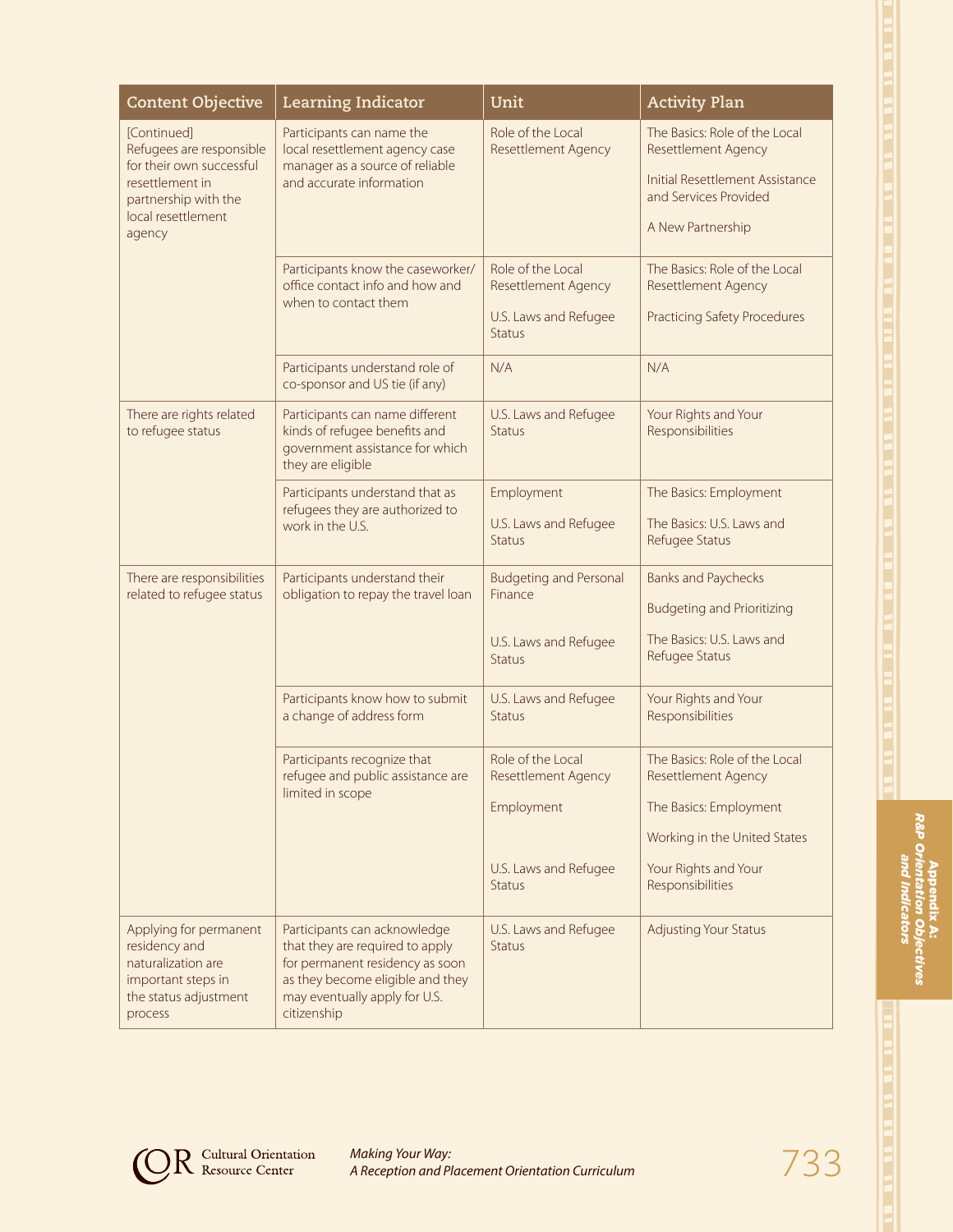| Content Objective | Learning Indicator | Unit | Activity Plan |
|---|---|---|---|
| [Continued] Refugees are responsible for their own successful resettlement in partnership with the local resettlement agency | Participants can name the local resettlement agency case manager as a source of reliable and accurate information | Role of the Local Resettlement Agency | The Basics: Role of the Local Resettlement Agency<br><br>Initial Resettlement Assistance and Services Provided<br><br>A New Partnership |
| | Participants know the caseworker/ office contact info and how and when to contact them | Role of the Local Resettlement Agency<br><br>U.S. Laws and Refugee Status | The Basics: Role of the Local Resettlement Agency<br><br>Practicing Safety Procedures |
| | Participants understand role of co-sponsor and US tie (if any) | N/A | N/A |
| There are rights related to refugee status | Participants can name different kinds of refugee benefits and government assistance for which they are eligible | U.S. Laws and Refugee Status | Your Rights and Your Responsibilities |
| | Participants understand that as refugees they are authorized to work in the U.S. | Employment<br><br>U.S. Laws and Refugee Status | The Basics: Employment<br><br>The Basics: U.S. Laws and Refugee Status |
| There are responsibilities related to refugee status | Participants understand their obligation to repay the travel loan | Budgeting and Personal Finance<br><br>U.S. Laws and Refugee Status | Banks and Paychecks<br><br>Budgeting and Prioritizing<br><br>The Basics: U.S. Laws and Refugee Status |
| | Participants know how to submit a change of address form | U.S. Laws and Refugee Status | Your Rights and Your Responsibilities |
| | Participants recognize that refugee and public assistance are limited in scope | Role of the Local Resettlement Agency<br><br>Employment<br><br>U.S. Laws and Refugee Status | The Basics: Role of the Local Resettlement Agency<br><br>The Basics: Employment<br><br>Working in the United States<br><br>Your Rights and Your Responsibilities |
| Applying for permanent residency and naturalization are important steps in the status adjustment process | Participants can acknowledge that they are required to apply for permanent residency as soon as they become eligible and they may eventually apply for U.S. citizenship | U.S. Laws and Refugee Status | Adjusting Your Status |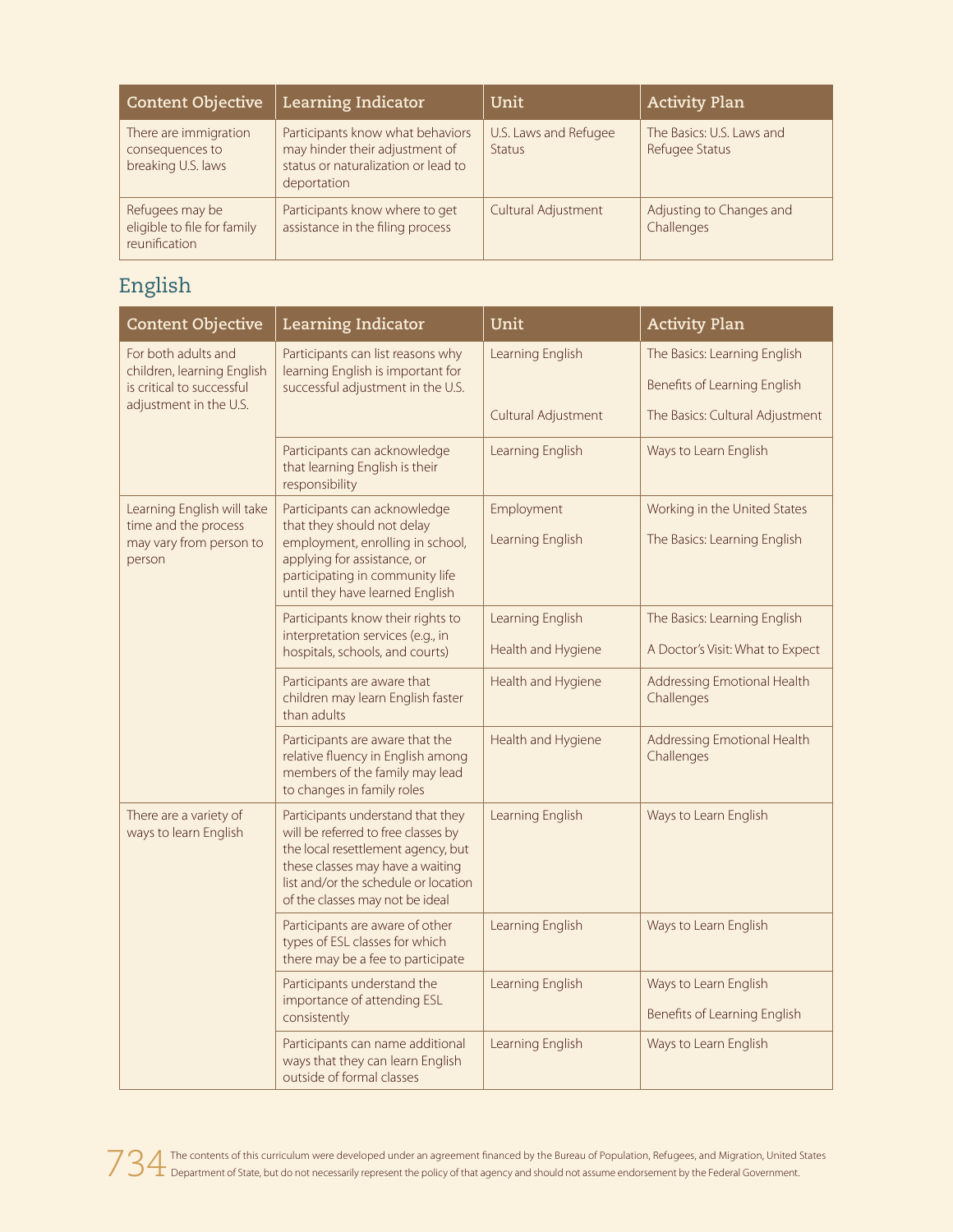| Content Objective | Learning Indicator | Unit | Activity Plan |
|---|---|---|---|
| There are immigration consequences to breaking U.S. laws | Participants know what behaviors may hinder their adjustment of status or naturalization or lead to deportation | U.S. Laws and Refugee Status | The Basics: U.S. Laws and Refugee Status |
| Refugees may be eligible to file for family reunification | Participants know where to get assistance in the filing process | Cultural Adjustment | Adjusting to Changes and Challenges |

## English

| Content Objective | Learning Indicator | Unit | Activity Plan |
|---|---|---|---|
| For both adults and children, learning English is critical to successful adjustment in the U.S. | Participants can list reasons why learning English is important for successful adjustment in the U.S. | Learning English | The Basics: Learning English |
| | | | Benefits of Learning English |
| | | Cultural Adjustment | The Basics: Cultural Adjustment |
| | Participants can acknowledge that learning English is their responsibility | Learning English | Ways to Learn English |
| Learning English will take time and the process may vary from person to person | Participants can acknowledge that they should not delay employment, enrolling in school, applying for assistance, or participating in community life until they have learned English | Employment | Working in the United States |
| | | Learning English | The Basics: Learning English |
| | Participants know their rights to interpretation services (e.g., in hospitals, schools, and courts) | Learning English | The Basics: Learning English |
| | | Health and Hygiene | A Doctor's Visit: What to Expect |
| | Participants are aware that children may learn English faster than adults | Health and Hygiene | Addressing Emotional Health Challenges |
| | Participants are aware that the relative fluency in English among members of the family may lead to changes in family roles | Health and Hygiene | Addressing Emotional Health Challenges |
| There are a variety of ways to learn English | Participants understand that they will be referred to free classes by the local resettlement agency, but these classes may have a waiting list and/or the schedule or location of the classes may not be ideal | Learning English | Ways to Learn English |
| | Participants are aware of other types of ESL classes for which there may be a fee to participate | Learning English | Ways to Learn English |
| | Participants understand the importance of attending ESL consistently | Learning English | Ways to Learn English |
| | | | Benefits of Learning English |
| | Participants can name additional ways that they can learn English outside of formal classes | Learning English | Ways to Learn English |

The contents of this curriculum were developed under an agreement financed by the Bureau of Population, Refugees, and Migration, United States Department of State, but do not necessarily represent the policy of that agency and should not assume endorsement by the Federal Government.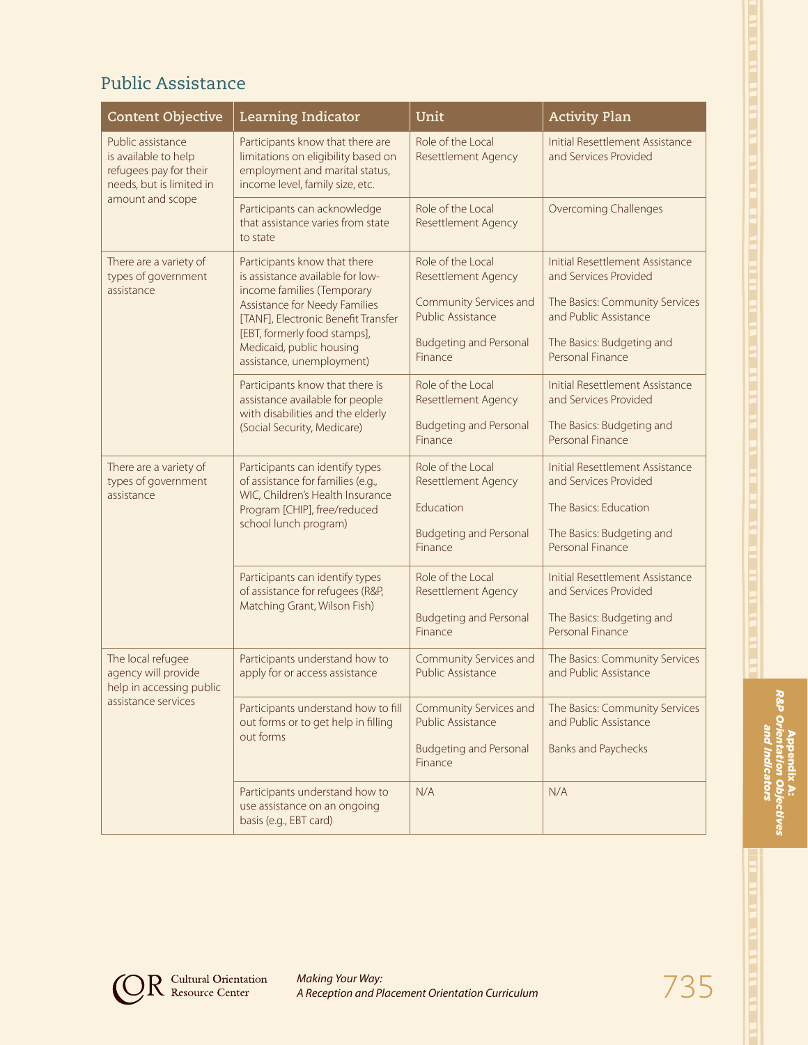## Public Assistance

| Content Objective | Learning Indicator | Unit | Activity Plan |
|---|---|---|---|
| Public assistance is available to help refugees pay for their needs, but is limited in amount and scope | Participants know that there are limitations on eligibility based on employment and marital status, income level, family size, etc. | Role of the Local Resettlement Agency | Initial Resettlement Assistance and Services Provided |
| | Participants can acknowledge that assistance varies from state to state | Role of the Local Resettlement Agency | Overcoming Challenges |
| There are a variety of types of government assistance | Participants know that there is assistance available for low-income families (Temporary Assistance for Needy Families [TANF], Electronic Benefit Transfer [EBT, formerly food stamps], Medicaid, public housing assistance, unemployment) | Role of the Local Resettlement Agency<br>Community Services and Public Assistance<br>Budgeting and Personal Finance | Initial Resettlement Assistance and Services Provided<br>The Basics: Community Services and Public Assistance<br>The Basics: Budgeting and Personal Finance |
| | Participants know that there is assistance available for people with disabilities and the elderly (Social Security, Medicare) | Role of the Local Resettlement Agency<br>Budgeting and Personal Finance | Initial Resettlement Assistance and Services Provided<br>The Basics: Budgeting and Personal Finance |
| There are a variety of types of government assistance | Participants can identify types of assistance for families (e.g., WIC, Children's Health Insurance Program [CHIP], free/reduced school lunch program) | Role of the Local Resettlement Agency<br>Education<br>Budgeting and Personal Finance | Initial Resettlement Assistance and Services Provided<br>The Basics: Education<br>The Basics: Budgeting and Personal Finance |
| | Participants can identify types of assistance for refugees (R&P, Matching Grant, Wilson Fish) | Role of the Local Resettlement Agency<br>Budgeting and Personal Finance | Initial Resettlement Assistance and Services Provided<br>The Basics: Budgeting and Personal Finance |
| The local refugee agency will provide help in accessing public assistance services | Participants understand how to apply for or access assistance | Community Services and Public Assistance | The Basics: Community Services and Public Assistance |
| | Participants understand how to fill out forms or to get help in filling out forms | Community Services and Public Assistance<br>Budgeting and Personal Finance | The Basics: Community Services and Public Assistance<br>Banks and Paychecks |
| | Participants understand how to use assistance on an ongoing basis (e.g., EBT card) | N/A | N/A |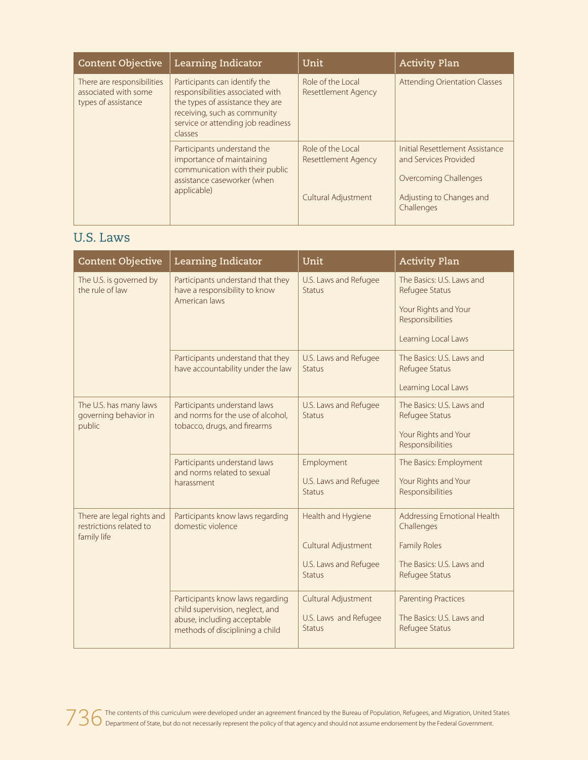| Content Objective | Learning Indicator | Unit | Activity Plan |
| --- | --- | --- | --- |
| There are responsibilities associated with some types of assistance | Participants can identify the responsibilities associated with the types of assistance they are receiving, such as community service or attending job readiness classes | Role of the Local Resettlement Agency | Attending Orientation Classes |
| | Participants understand the importance of maintaining communication with their public assistance caseworker (when applicable) | Role of the Local Resettlement Agency<br><br>Cultural Adjustment | Initial Resettlement Assistance and Services Provided<br><br>Overcoming Challenges<br><br>Adjusting to Changes and Challenges |

## U.S. Laws

| Content Objective | Learning Indicator | Unit | Activity Plan |
| --- | --- | --- | --- |
| The U.S. is governed by the rule of law | Participants understand that they have a responsibility to know American laws | U.S. Laws and Refugee Status | The Basics: U.S. Laws and Refugee Status<br><br>Your Rights and Your Responsibilities<br><br>Learning Local Laws |
| | Participants understand that they have accountability under the law | U.S. Laws and Refugee Status | The Basics: U.S. Laws and Refugee Status<br><br>Learning Local Laws |
| The U.S. has many laws governing behavior in public | Participants understand laws and norms for the use of alcohol, tobacco, drugs, and firearms | U.S. Laws and Refugee Status | The Basics: U.S. Laws and Refugee Status<br><br>Your Rights and Your Responsibilities |
| | Participants understand laws and norms related to sexual harassment | Employment<br><br>U.S. Laws and Refugee Status | The Basics: Employment<br><br>Your Rights and Your Responsibilities |
| There are legal rights and restrictions related to family life | Participants know laws regarding domestic violence | Health and Hygiene<br><br>Cultural Adjustment<br><br>U.S. Laws and Refugee Status | Addressing Emotional Health Challenges<br><br>Family Roles<br><br>The Basics: U.S. Laws and Refugee Status |
| | Participants know laws regarding child supervision, neglect, and abuse, including acceptable methods of disciplining a child | Cultural Adjustment<br><br>U.S. Laws and Refugee Status | Parenting Practices<br><br>The Basics: U.S. Laws and Refugee Status |

The contents of this curriculum were developed under an agreement financed by the Bureau of Population, Refugees, and Migration, United States Department of State, but do not necessarily represent the policy of that agency and should not assume endorsement by the Federal Government.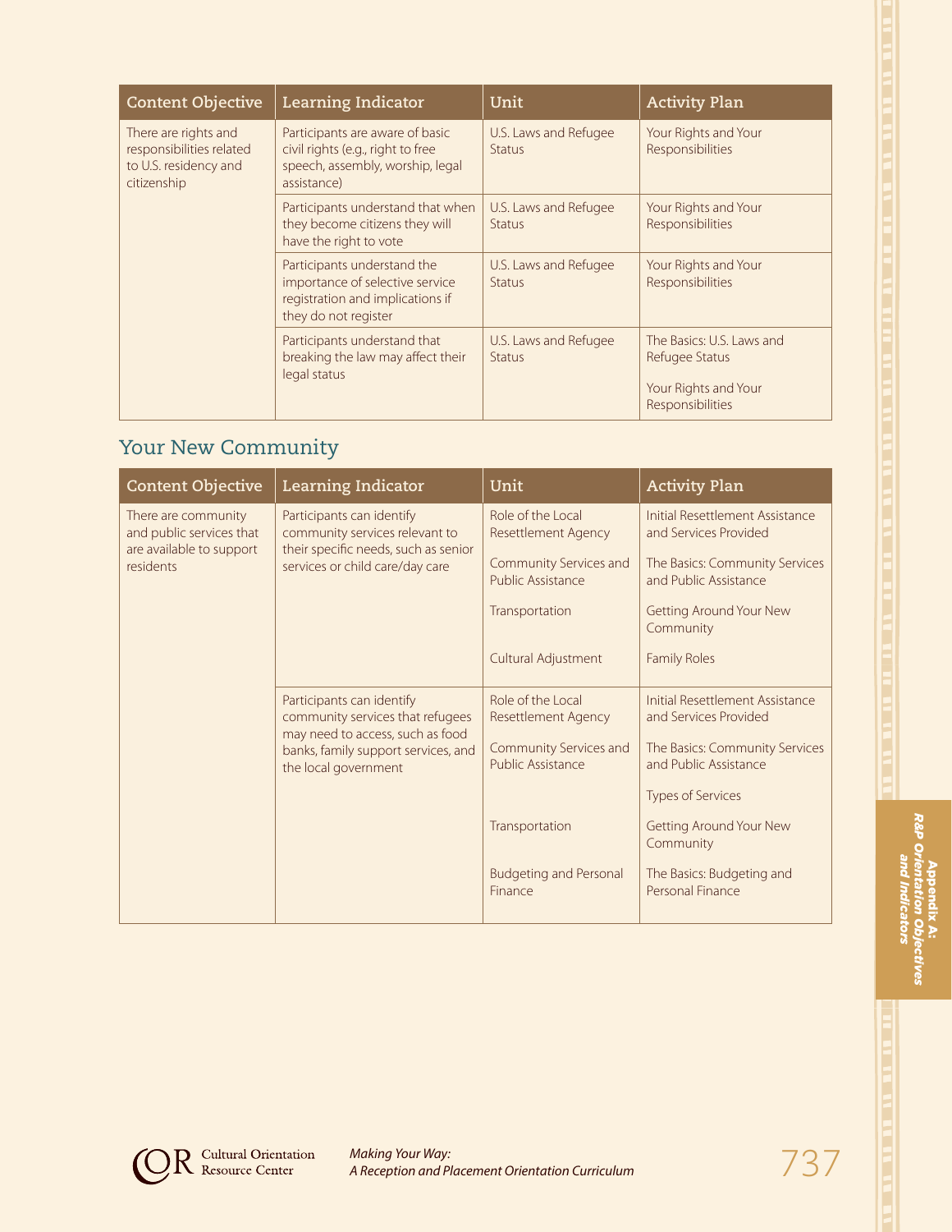| Content Objective | Learning Indicator | Unit | Activity Plan |
|---|---|---|---|
| There are rights and responsibilities related to U.S. residency and citizenship | Participants are aware of basic civil rights (e.g., right to free speech, assembly, worship, legal assistance) | U.S. Laws and Refugee Status | Your Rights and Your Responsibilities |
| | Participants understand that when they become citizens they will have the right to vote | U.S. Laws and Refugee Status | Your Rights and Your Responsibilities |
| | Participants understand the importance of selective service registration and implications if they do not register | U.S. Laws and Refugee Status | Your Rights and Your Responsibilities |
| | Participants understand that breaking the law may affect their legal status | U.S. Laws and Refugee Status | The Basics: U.S. Laws and Refugee Status<br><br>Your Rights and Your Responsibilities |

## Your New Community

| Content Objective | Learning Indicator | Unit | Activity Plan |
|---|---|---|---|
| There are community and public services that are available to support residents | Participants can identify community services relevant to their specific needs, such as senior services or child care/day care | Role of the Local Resettlement Agency | Initial Resettlement Assistance and Services Provided |
| | | Community Services and Public Assistance | The Basics: Community Services and Public Assistance |
| | | Transportation | Getting Around Your New Community |
| | | Cultural Adjustment | Family Roles |
| | Participants can identify community services that refugees may need to access, such as food banks, family support services, and the local government | Role of the Local Resettlement Agency | Initial Resettlement Assistance and Services Provided |
| | | Community Services and Public Assistance | The Basics: Community Services and Public Assistance<br><br>Types of Services |
| | | Transportation | Getting Around Your New Community |
| | | Budgeting and Personal Finance | The Basics: Budgeting and Personal Finance |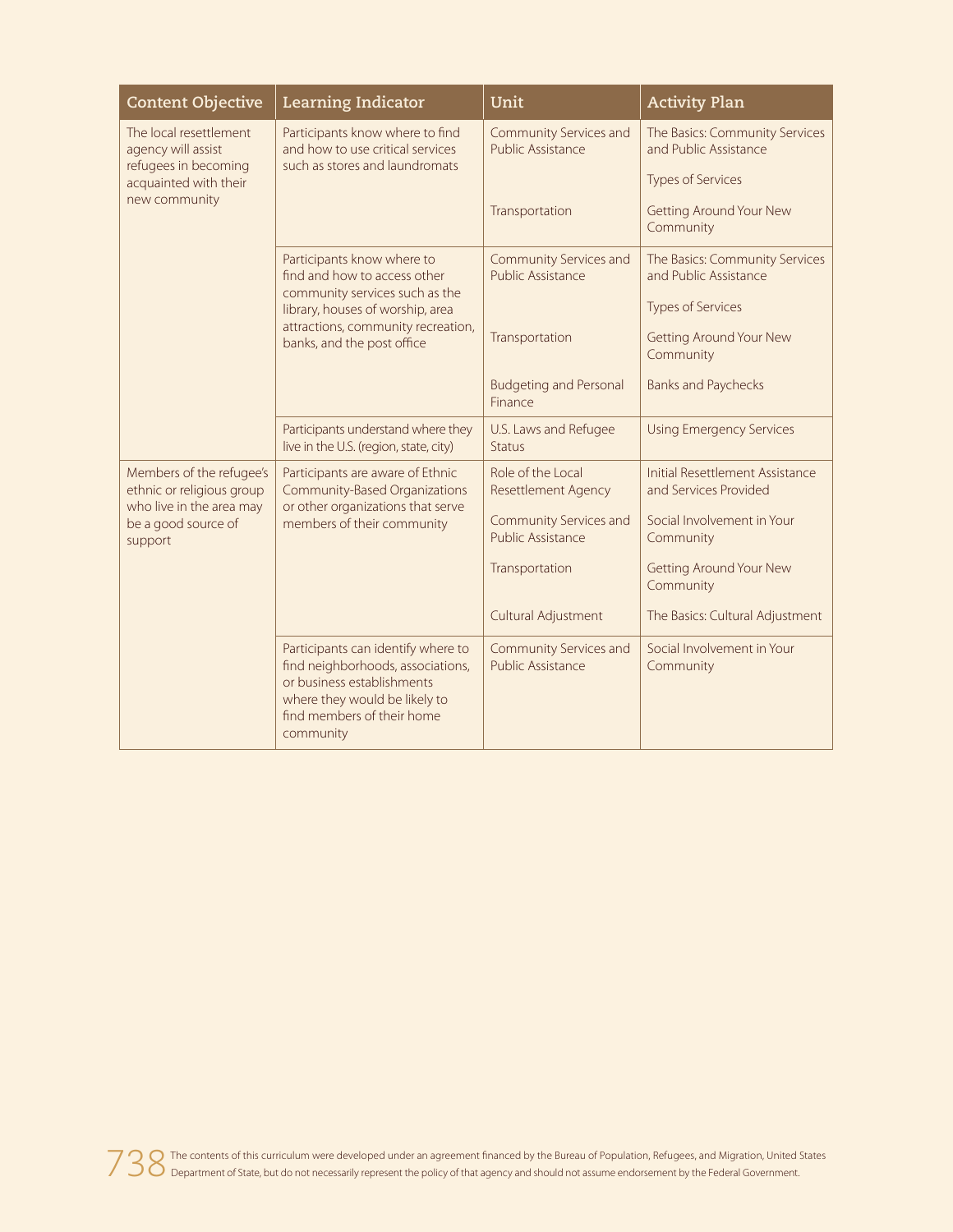| Content Objective | Learning Indicator | Unit | Activity Plan |
|---|---|---|---|
| The local resettlement agency will assist refugees in becoming acquainted with their new community | Participants know where to find and how to use critical services such as stores and laundromats | Community Services and Public Assistance | The Basics: Community Services and Public Assistance |
| | | | Types of Services |
| | | Transportation | Getting Around Your New Community |
| | Participants know where to find and how to access other community services such as the library, houses of worship, area attractions, community recreation, banks, and the post office | Community Services and Public Assistance | The Basics: Community Services and Public Assistance |
| | | | Types of Services |
| | | Transportation | Getting Around Your New Community |
| | | Budgeting and Personal Finance | Banks and Paychecks |
| | Participants understand where they live in the U.S. (region, state, city) | U.S. Laws and Refugee Status | Using Emergency Services |
| Members of the refugee's ethnic or religious group who live in the area may be a good source of support | Participants are aware of Ethnic Community-Based Organizations or other organizations that serve members of their community | Role of the Local Resettlement Agency | Initial Resettlement Assistance and Services Provided |
| | | Community Services and Public Assistance | Social Involvement in Your Community |
| | | Transportation | Getting Around Your New Community |
| | | Cultural Adjustment | The Basics: Cultural Adjustment |
| | Participants can identify where to find neighborhoods, associations, or business establishments where they would be likely to find members of their home community | Community Services and Public Assistance | Social Involvement in Your Community |

The contents of this curriculum were developed under an agreement financed by the Bureau of Population, Refugees, and Migration, United States Department of State, but do not necessarily represent the policy of that agency and should not assume endorsement by the Federal Government.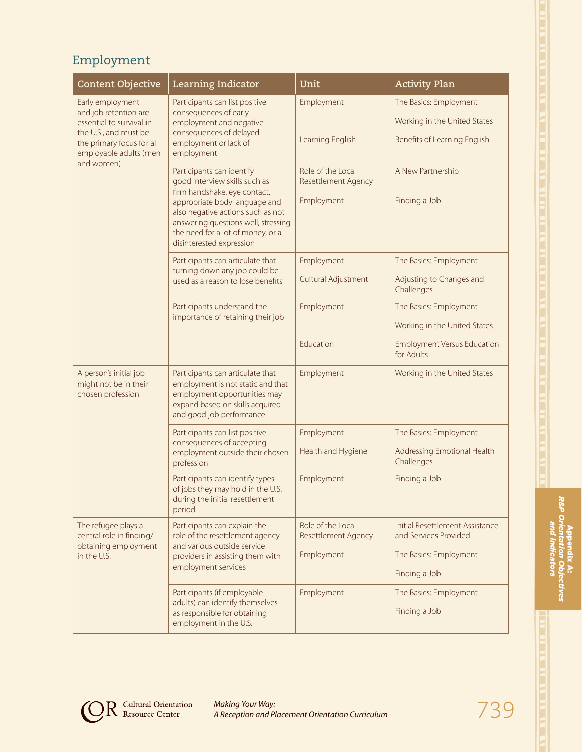## Employment

| Content Objective | Learning Indicator | Unit | Activity Plan |
|---|---|---|---|
| Early employment and job retention are essential to survival in the U.S., and must be the primary focus for all employable adults (men and women) | Participants can list positive consequences of early employment and negative consequences of delayed employment or lack of employment | Employment<br><br>Learning English | The Basics: Employment<br>Working in the United States<br>Benefits of Learning English |
| | Participants can identify good interview skills such as firm handshake, eye contact, appropriate body language and also negative actions such as not answering questions well, stressing the need for a lot of money, or a disinterested expression | Role of the Local Resettlement Agency<br>Employment | A New Partnership<br><br>Finding a Job |
| | Participants can articulate that turning down any job could be used as a reason to lose benefits | Employment<br>Cultural Adjustment | The Basics: Employment<br>Adjusting to Changes and Challenges |
| | Participants understand the importance of retaining their job | Employment<br><br>Education | The Basics: Employment<br>Working in the United States<br>Employment Versus Education for Adults |
| A person's initial job might not be in their chosen profession | Participants can articulate that employment is not static and that employment opportunities may expand based on skills acquired and good job performance | Employment | Working in the United States |
| | Participants can list positive consequences of accepting employment outside their chosen profession | Employment<br>Health and Hygiene | The Basics: Employment<br>Addressing Emotional Health Challenges |
| | Participants can identify types of jobs they may hold in the U.S. during the initial resettlement period | Employment | Finding a Job |
| The refugee plays a central role in finding/obtaining employment in the U.S. | Participants can explain the role of the resettlement agency and various outside service providers in assisting them with employment services | Role of the Local Resettlement Agency<br>Employment | Initial Resettlement Assistance and Services Provided<br>The Basics: Employment<br>Finding a Job |
| | Participants (if employable adults) can identify themselves as responsible for obtaining employment in the U.S. | Employment | The Basics: Employment<br>Finding a Job |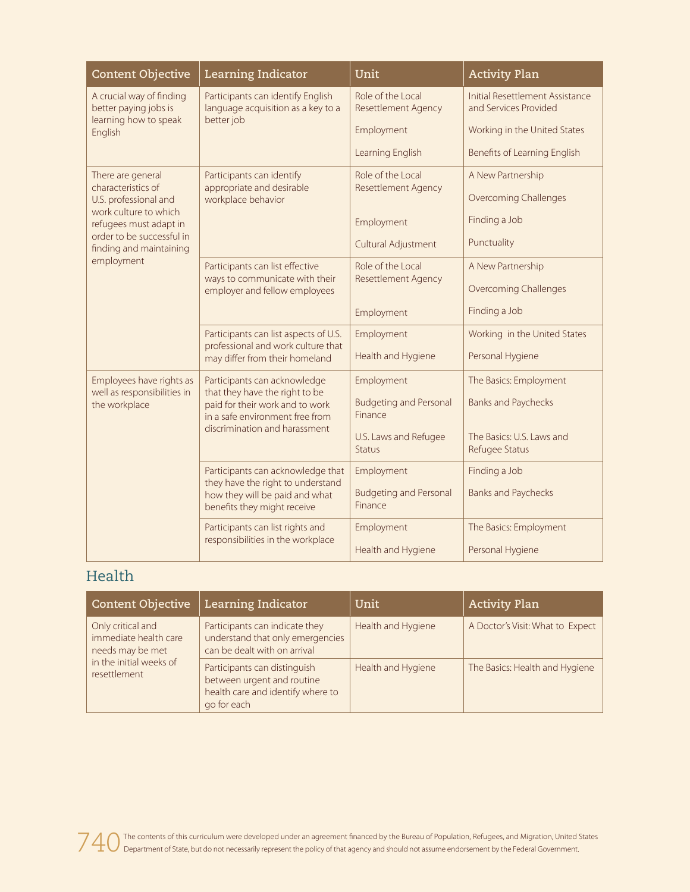| Content Objective | Learning Indicator | Unit | Activity Plan |
|---|---|---|---|
| A crucial way of finding better paying jobs is learning how to speak English | Participants can identify English language acquisition as a key to a better job | Role of the Local Resettlement Agency | Initial Resettlement Assistance and Services Provided |
| | | Employment | Working in the United States |
| | | Learning English | Benefits of Learning English |
| There are general characteristics of U.S. professional and work culture to which refugees must adapt in order to be successful in finding and maintaining employment | Participants can identify appropriate and desirable workplace behavior | Role of the Local Resettlement Agency | A New Partnership |
| | | | Overcoming Challenges |
| | | Employment | Finding a Job |
| | | Cultural Adjustment | Punctuality |
| | Participants can list effective ways to communicate with their employer and fellow employees | Role of the Local Resettlement Agency | A New Partnership |
| | | | Overcoming Challenges |
| | | Employment | Finding a Job |
| | Participants can list aspects of U.S. professional and work culture that may differ from their homeland | Employment | Working in the United States |
| | | Health and Hygiene | Personal Hygiene |
| Employees have rights as well as responsibilities in the workplace | Participants can acknowledge that they have the right to be paid for their work and to work in a safe environment free from discrimination and harassment | Employment | The Basics: Employment |
| | | Budgeting and Personal Finance | Banks and Paychecks |
| | | U.S. Laws and Refugee Status | The Basics: U.S. Laws and Refugee Status |
| | Participants can acknowledge that they have the right to understand how they will be paid and what benefits they might receive | Employment | Finding a Job |
| | | Budgeting and Personal Finance | Banks and Paychecks |
| | Participants can list rights and responsibilities in the workplace | Employment | The Basics: Employment |
| | | Health and Hygiene | Personal Hygiene |

## Health

| Content Objective | Learning Indicator | Unit | Activity Plan |
|---|---|---|---|
| Only critical and immediate health care needs may be met in the initial weeks of resettlement | Participants can indicate they understand that only emergencies can be dealt with on arrival | Health and Hygiene | A Doctor's Visit: What to Expect |
| | Participants can distinguish between urgent and routine health care and identify where to go for each | Health and Hygiene | The Basics: Health and Hygiene |

The contents of this curriculum were developed under an agreement financed by the Bureau of Population, Refugees, and Migration, United States Department of State, but do not necessarily represent the policy of that agency and should not assume endorsement by the Federal Government.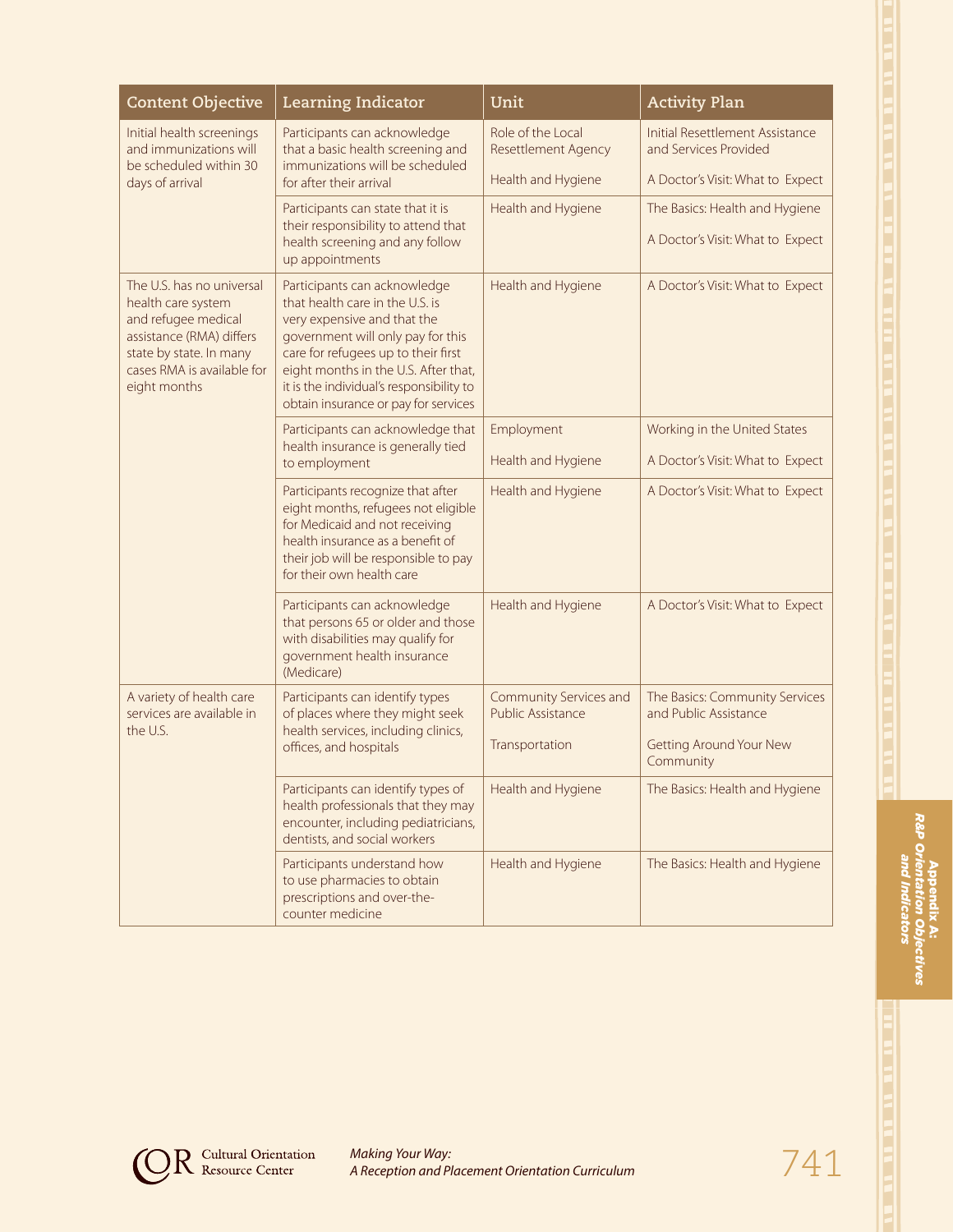| Content Objective | Learning Indicator | Unit | Activity Plan |
|---|---|---|---|
| Initial health screenings and immunizations will be scheduled within 30 days of arrival | Participants can acknowledge that a basic health screening and immunizations will be scheduled for after their arrival | Role of the Local Resettlement Agency<br><br>Health and Hygiene | Initial Resettlement Assistance and Services Provided<br><br>A Doctor's Visit: What to Expect |
| | Participants can state that it is their responsibility to attend that health screening and any follow up appointments | Health and Hygiene | The Basics: Health and Hygiene<br><br>A Doctor's Visit: What to Expect |
| The U.S. has no universal health care system and refugee medical assistance (RMA) differs state by state. In many cases RMA is available for eight months | Participants can acknowledge that health care in the U.S. is very expensive and that the government will only pay for this care for refugees up to their first eight months in the U.S. After that, it is the individual's responsibility to obtain insurance or pay for services | Health and Hygiene | A Doctor's Visit: What to Expect |
| | Participants can acknowledge that health insurance is generally tied to employment | Employment<br><br>Health and Hygiene | Working in the United States<br><br>A Doctor's Visit: What to Expect |
| | Participants recognize that after eight months, refugees not eligible for Medicaid and not receiving health insurance as a benefit of their job will be responsible to pay for their own health care | Health and Hygiene | A Doctor's Visit: What to Expect |
| | Participants can acknowledge that persons 65 or older and those with disabilities may qualify for government health insurance (Medicare) | Health and Hygiene | A Doctor's Visit: What to Expect |
| A variety of health care services are available in the U.S. | Participants can identify types of places where they might seek health services, including clinics, offices, and hospitals | Community Services and Public Assistance<br><br>Transportation | The Basics: Community Services and Public Assistance<br><br>Getting Around Your New Community |
| | Participants can identify types of health professionals that they may encounter, including pediatricians, dentists, and social workers | Health and Hygiene | The Basics: Health and Hygiene |
| | Participants understand how to use pharmacies to obtain prescriptions and over-the-counter medicine | Health and Hygiene | The Basics: Health and Hygiene |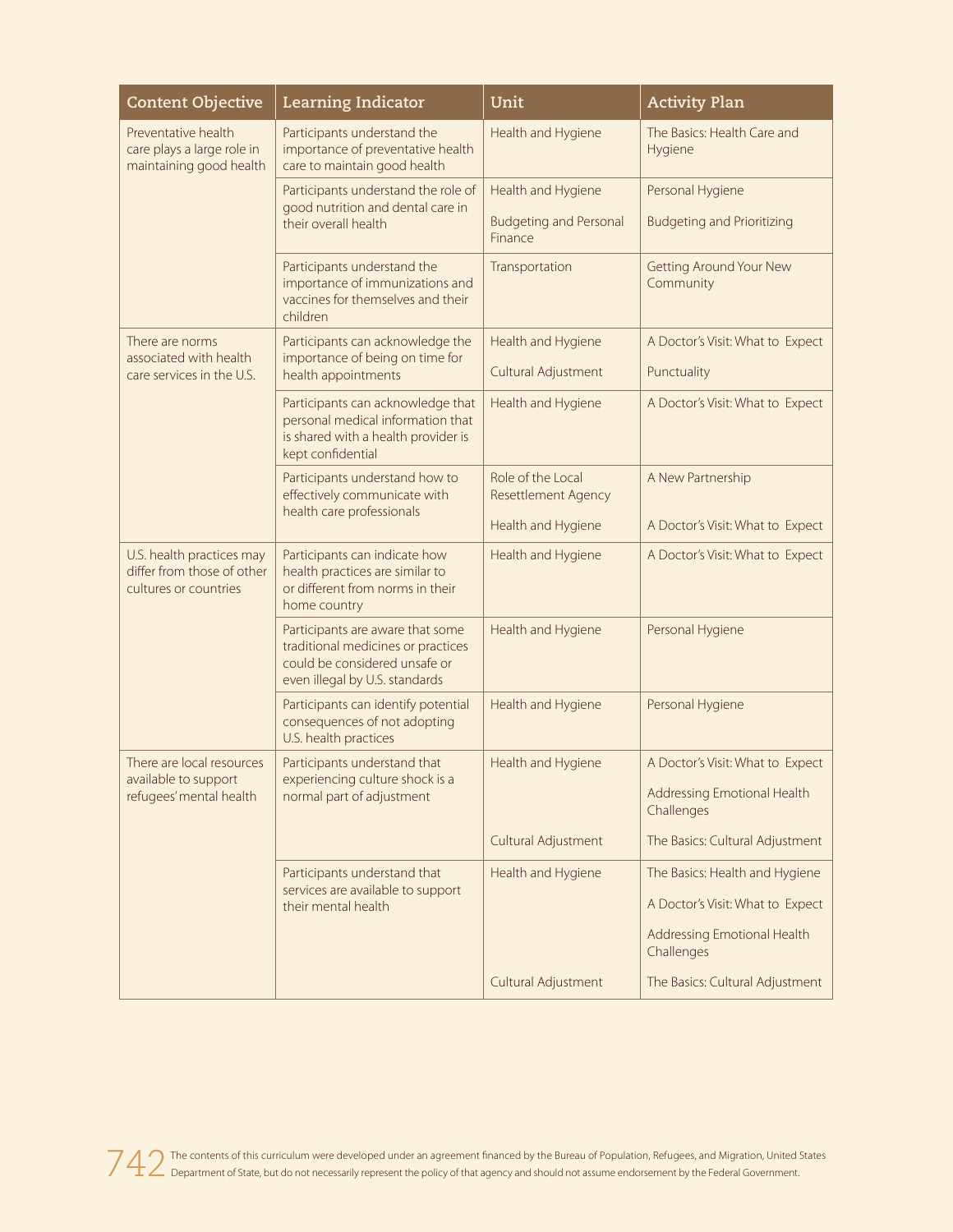| Content Objective | Learning Indicator | Unit | Activity Plan |
|---|---|---|---|
| Preventative health care plays a large role in maintaining good health | Participants understand the importance of preventative health care to maintain good health | Health and Hygiene | The Basics: Health Care and Hygiene |
| | Participants understand the role of good nutrition and dental care in their overall health | Health and Hygiene | Personal Hygiene |
| | | Budgeting and Personal Finance | Budgeting and Prioritizing |
| | Participants understand the importance of immunizations and vaccines for themselves and their children | Transportation | Getting Around Your New Community |
| There are norms associated with health care services in the U.S. | Participants can acknowledge the importance of being on time for health appointments | Health and Hygiene | A Doctor's Visit: What to Expect |
| | | Cultural Adjustment | Punctuality |
| | Participants can acknowledge that personal medical information that is shared with a health provider is kept confidential | Health and Hygiene | A Doctor's Visit: What to Expect |
| | Participants understand how to effectively communicate with health care professionals | Role of the Local Resettlement Agency | A New Partnership |
| | | Health and Hygiene | A Doctor's Visit: What to Expect |
| U.S. health practices may differ from those of other cultures or countries | Participants can indicate how health practices are similar to or different from norms in their home country | Health and Hygiene | A Doctor's Visit: What to Expect |
| | Participants are aware that some traditional medicines or practices could be considered unsafe or even illegal by U.S. standards | Health and Hygiene | Personal Hygiene |
| | Participants can identify potential consequences of not adopting U.S. health practices | Health and Hygiene | Personal Hygiene |
| There are local resources available to support refugees' mental health | Participants understand that experiencing culture shock is a normal part of adjustment | Health and Hygiene | A Doctor's Visit: What to Expect |
| | | | Addressing Emotional Health Challenges |
| | | Cultural Adjustment | The Basics: Cultural Adjustment |
| | Participants understand that services are available to support their mental health | Health and Hygiene | The Basics: Health and Hygiene |
| | | | A Doctor's Visit: What to Expect |
| | | | Addressing Emotional Health Challenges |
| | | Cultural Adjustment | The Basics: Cultural Adjustment |

The contents of this curriculum were developed under an agreement financed by the Bureau of Population, Refugees, and Migration, United States Department of State, but do not necessarily represent the policy of that agency and should not assume endorsement by the Federal Government.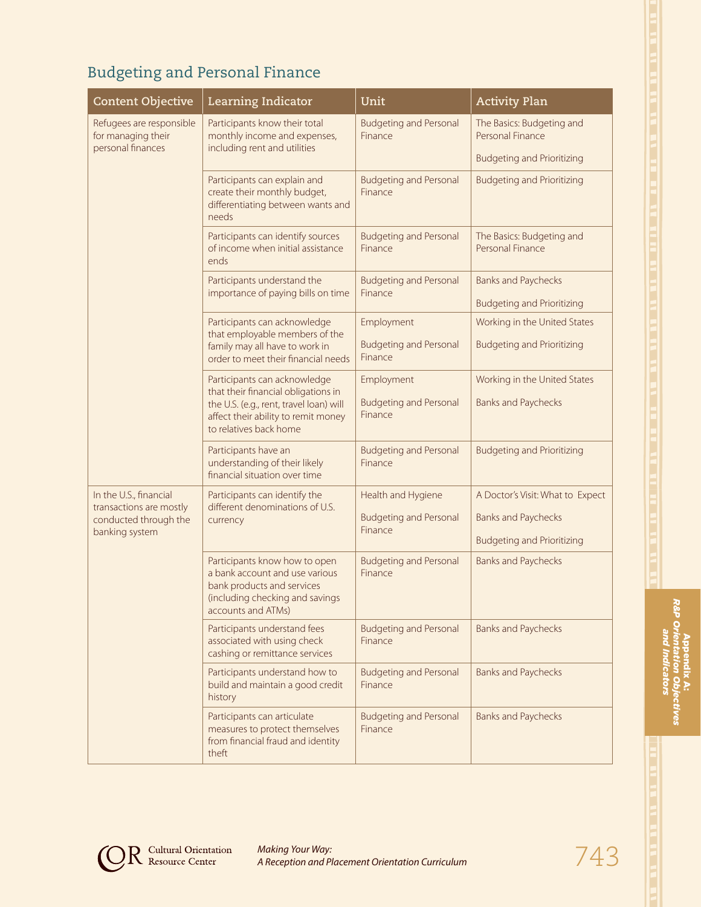## Budgeting and Personal Finance

| Content Objective | Learning Indicator | Unit | Activity Plan |
|---|---|---|---|
| Refugees are responsible for managing their personal finances | Participants know their total monthly income and expenses, including rent and utilities | Budgeting and Personal Finance | The Basics: Budgeting and Personal Finance<br>Budgeting and Prioritizing |
| | Participants can explain and create their monthly budget, differentiating between wants and needs | Budgeting and Personal Finance | Budgeting and Prioritizing |
| | Participants can identify sources of income when initial assistance ends | Budgeting and Personal Finance | The Basics: Budgeting and Personal Finance |
| | Participants understand the importance of paying bills on time | Budgeting and Personal Finance | Banks and Paychecks<br>Budgeting and Prioritizing |
| | Participants can acknowledge that employable members of the family may all have to work in order to meet their financial needs | Employment<br>Budgeting and Personal Finance | Working in the United States<br>Budgeting and Prioritizing |
| | Participants can acknowledge that their financial obligations in the U.S. (e.g., rent, travel loan) will affect their ability to remit money to relatives back home | Employment<br>Budgeting and Personal Finance | Working in the United States<br>Banks and Paychecks |
| | Participants have an understanding of their likely financial situation over time | Budgeting and Personal Finance | Budgeting and Prioritizing |
| In the U.S., financial transactions are mostly conducted through the banking system | Participants can identify the different denominations of U.S. currency | Health and Hygiene<br>Budgeting and Personal Finance | A Doctor's Visit: What to Expect<br>Banks and Paychecks<br>Budgeting and Prioritizing |
| | Participants know how to open a bank account and use various bank products and services (including checking and savings accounts and ATMs) | Budgeting and Personal Finance | Banks and Paychecks |
| | Participants understand fees associated with using check cashing or remittance services | Budgeting and Personal Finance | Banks and Paychecks |
| | Participants understand how to build and maintain a good credit history | Budgeting and Personal Finance | Banks and Paychecks |
| | Participants can articulate measures to protect themselves from financial fraud and identity theft | Budgeting and Personal Finance | Banks and Paychecks |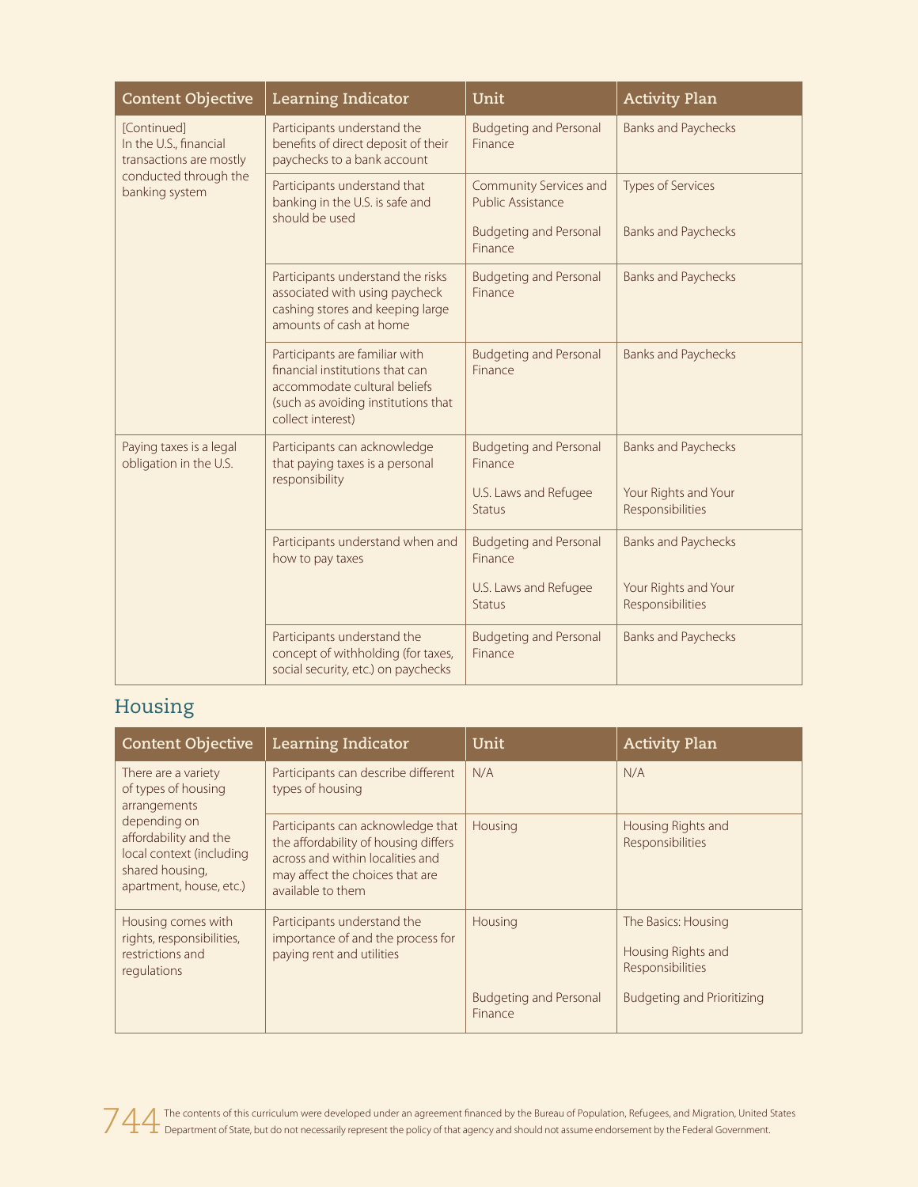| Content Objective | Learning Indicator | Unit | Activity Plan |
|---|---|---|---|
| [Continued] In the U.S., financial transactions are mostly conducted through the banking system | Participants understand the benefits of direct deposit of their paychecks to a bank account | Budgeting and Personal Finance | Banks and Paychecks |
| | Participants understand that banking in the U.S. is safe and should be used | Community Services and Public Assistance | Types of Services |
| | | Budgeting and Personal Finance | Banks and Paychecks |
| | Participants understand the risks associated with using paycheck cashing stores and keeping large amounts of cash at home | Budgeting and Personal Finance | Banks and Paychecks |
| | Participants are familiar with financial institutions that can accommodate cultural beliefs (such as avoiding institutions that collect interest) | Budgeting and Personal Finance | Banks and Paychecks |
| Paying taxes is a legal obligation in the U.S. | Participants can acknowledge that paying taxes is a personal responsibility | Budgeting and Personal Finance | Banks and Paychecks |
| | | U.S. Laws and Refugee Status | Your Rights and Your Responsibilities |
| | Participants understand when and how to pay taxes | Budgeting and Personal Finance | Banks and Paychecks |
| | | U.S. Laws and Refugee Status | Your Rights and Your Responsibilities |
| | Participants understand the concept of withholding (for taxes, social security, etc.) on paychecks | Budgeting and Personal Finance | Banks and Paychecks |

## Housing

| Content Objective | Learning Indicator | Unit | Activity Plan |
|---|---|---|---|
| There are a variety of types of housing arrangements depending on affordability and the local context (including shared housing, apartment, house, etc.) | Participants can describe different types of housing | N/A | N/A |
| | Participants can acknowledge that the affordability of housing differs across and within localities and may affect the choices that are available to them | Housing | Housing Rights and Responsibilities |
| Housing comes with rights, responsibilities, restrictions and regulations | Participants understand the importance of and the process for paying rent and utilities | Housing | The Basics: Housing<br>Housing Rights and Responsibilities |
| | | Budgeting and Personal Finance | Budgeting and Prioritizing |

The contents of this curriculum were developed under an agreement financed by the Bureau of Population, Refugees, and Migration, United States Department of State, but do not necessarily represent the policy of that agency and should not assume endorsement by the Federal Government.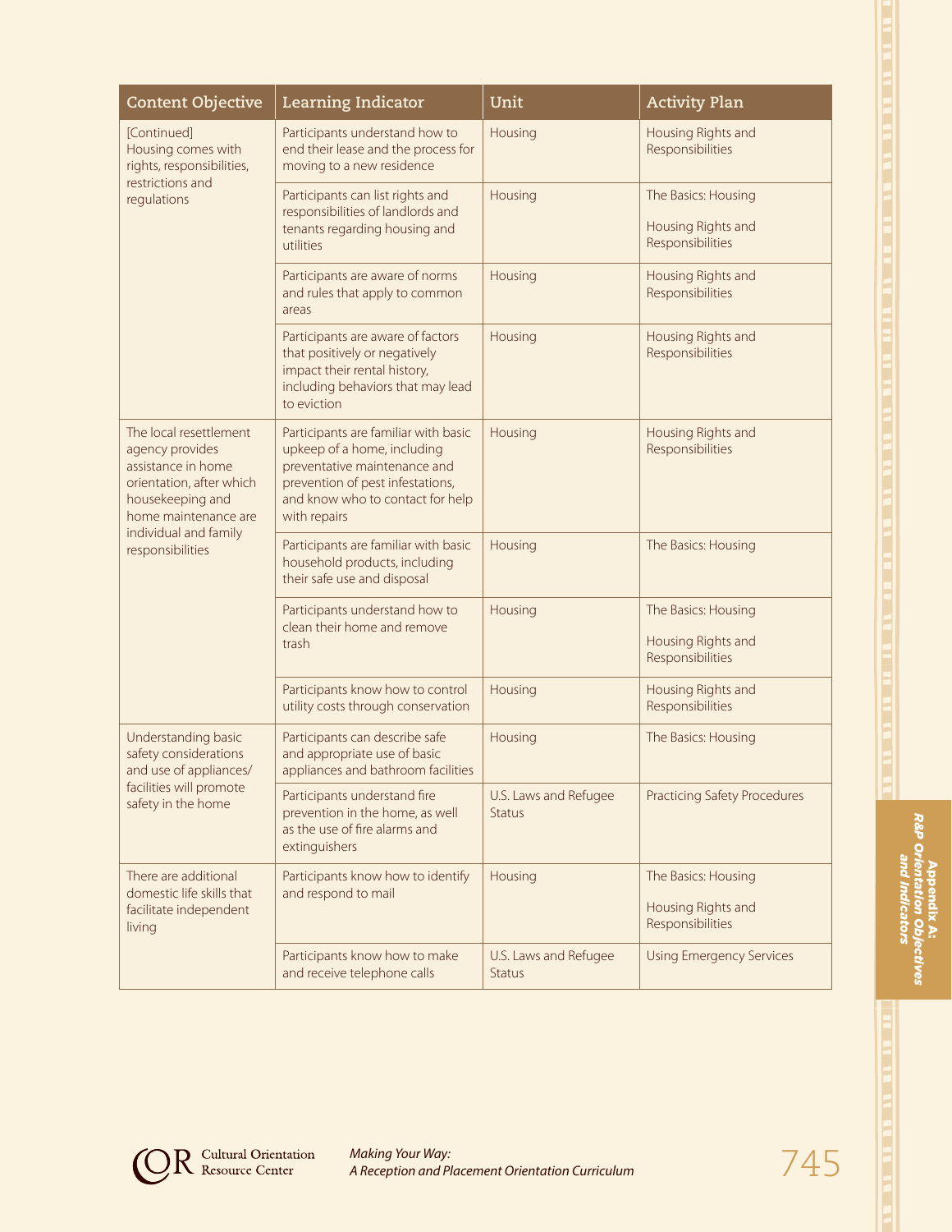| Content Objective | Learning Indicator | Unit | Activity Plan |
|---|---|---|---|
| [Continued] Housing comes with rights, responsibilities, restrictions and regulations | Participants understand how to end their lease and the process for moving to a new residence | Housing | Housing Rights and Responsibilities |
| | Participants can list rights and responsibilities of landlords and tenants regarding housing and utilities | Housing | The Basics: Housing<br><br>Housing Rights and Responsibilities |
| | Participants are aware of norms and rules that apply to common areas | Housing | Housing Rights and Responsibilities |
| | Participants are aware of factors that positively or negatively impact their rental history, including behaviors that may lead to eviction | Housing | Housing Rights and Responsibilities |
| The local resettlement agency provides assistance in home orientation, after which housekeeping and home maintenance are individual and family responsibilities | Participants are familiar with basic upkeep of a home, including preventative maintenance and prevention of pest infestations, and know who to contact for help with repairs | Housing | Housing Rights and Responsibilities |
| | Participants are familiar with basic household products, including their safe use and disposal | Housing | The Basics: Housing |
| | Participants understand how to clean their home and remove trash | Housing | The Basics: Housing<br><br>Housing Rights and Responsibilities |
| | Participants know how to control utility costs through conservation | Housing | Housing Rights and Responsibilities |
| Understanding basic safety considerations and use of appliances/ facilities will promote safety in the home | Participants can describe safe and appropriate use of basic appliances and bathroom facilities | Housing | The Basics: Housing |
| | Participants understand fire prevention in the home, as well as the use of fire alarms and extinguishers | U.S. Laws and Refugee Status | Practicing Safety Procedures |
| There are additional domestic life skills that facilitate independent living | Participants know how to identify and respond to mail | Housing | The Basics: Housing<br><br>Housing Rights and Responsibilities |
| | Participants know how to make and receive telephone calls | U.S. Laws and Refugee Status | Using Emergency Services |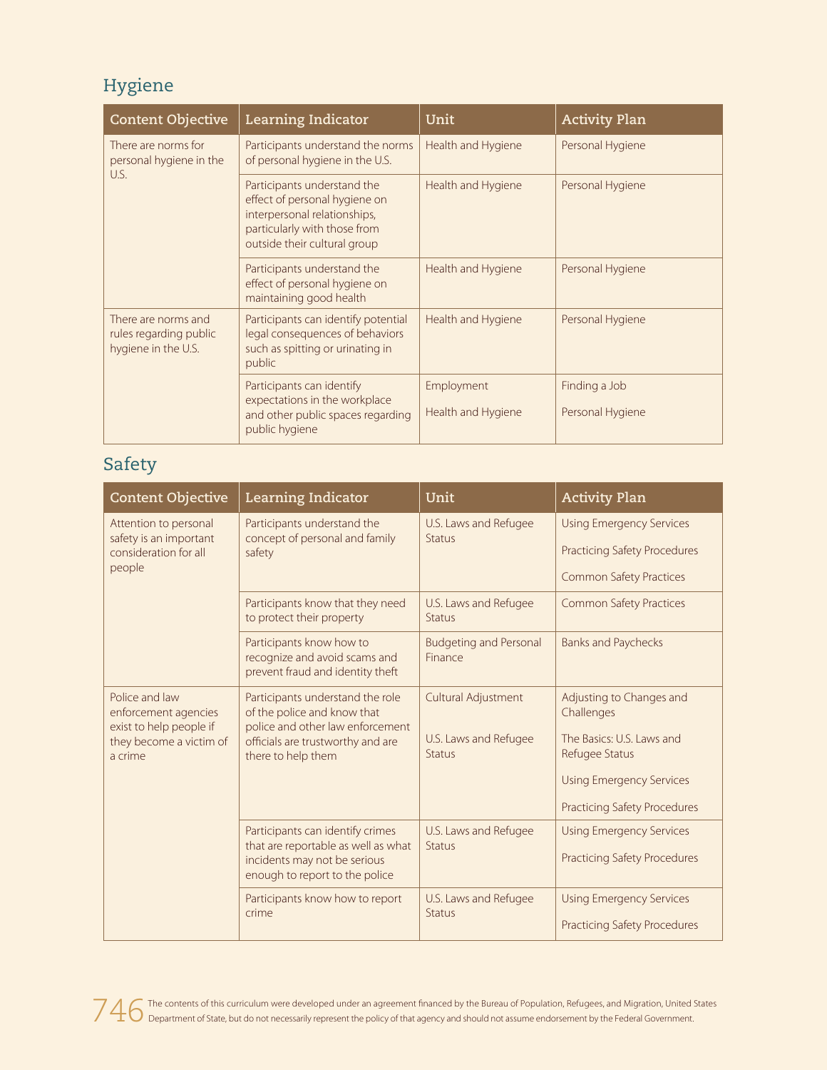## Hygiene

| Content Objective | Learning Indicator | Unit | Activity Plan |
|---|---|---|---|
| There are norms for personal hygiene in the U.S. | Participants understand the norms of personal hygiene in the U.S. | Health and Hygiene | Personal Hygiene |
| | Participants understand the effect of personal hygiene on interpersonal relationships, particularly with those from outside their cultural group | Health and Hygiene | Personal Hygiene |
| | Participants understand the effect of personal hygiene on maintaining good health | Health and Hygiene | Personal Hygiene |
| There are norms and rules regarding public hygiene in the U.S. | Participants can identify potential legal consequences of behaviors such as spitting or urinating in public | Health and Hygiene | Personal Hygiene |
| | Participants can identify expectations in the workplace and other public spaces regarding public hygiene | Employment<br><br>Health and Hygiene | Finding a Job<br><br>Personal Hygiene |

## Safety

| Content Objective | Learning Indicator | Unit | Activity Plan |
|---|---|---|---|
| Attention to personal safety is an important consideration for all people | Participants understand the concept of personal and family safety | U.S. Laws and Refugee Status | Using Emergency Services<br><br>Practicing Safety Procedures<br><br>Common Safety Practices |
| | Participants know that they need to protect their property | U.S. Laws and Refugee Status | Common Safety Practices |
| | Participants know how to recognize and avoid scams and prevent fraud and identity theft | Budgeting and Personal Finance | Banks and Paychecks |
| Police and law enforcement agencies exist to help people if they become a victim of a crime | Participants understand the role of the police and know that police and other law enforcement officials are trustworthy and are there to help them | Cultural Adjustment<br><br>U.S. Laws and Refugee Status | Adjusting to Changes and Challenges<br><br>The Basics: U.S. Laws and Refugee Status<br><br>Using Emergency Services<br><br>Practicing Safety Procedures |
| | Participants can identify crimes that are reportable as well as what incidents may not be serious enough to report to the police | U.S. Laws and Refugee Status | Using Emergency Services<br><br>Practicing Safety Procedures |
| | Participants know how to report crime | U.S. Laws and Refugee Status | Using Emergency Services<br><br>Practicing Safety Procedures |

The contents of this curriculum were developed under an agreement financed by the Bureau of Population, Refugees, and Migration, United States Department of State, but do not necessarily represent the policy of that agency and should not assume endorsement by the Federal Government.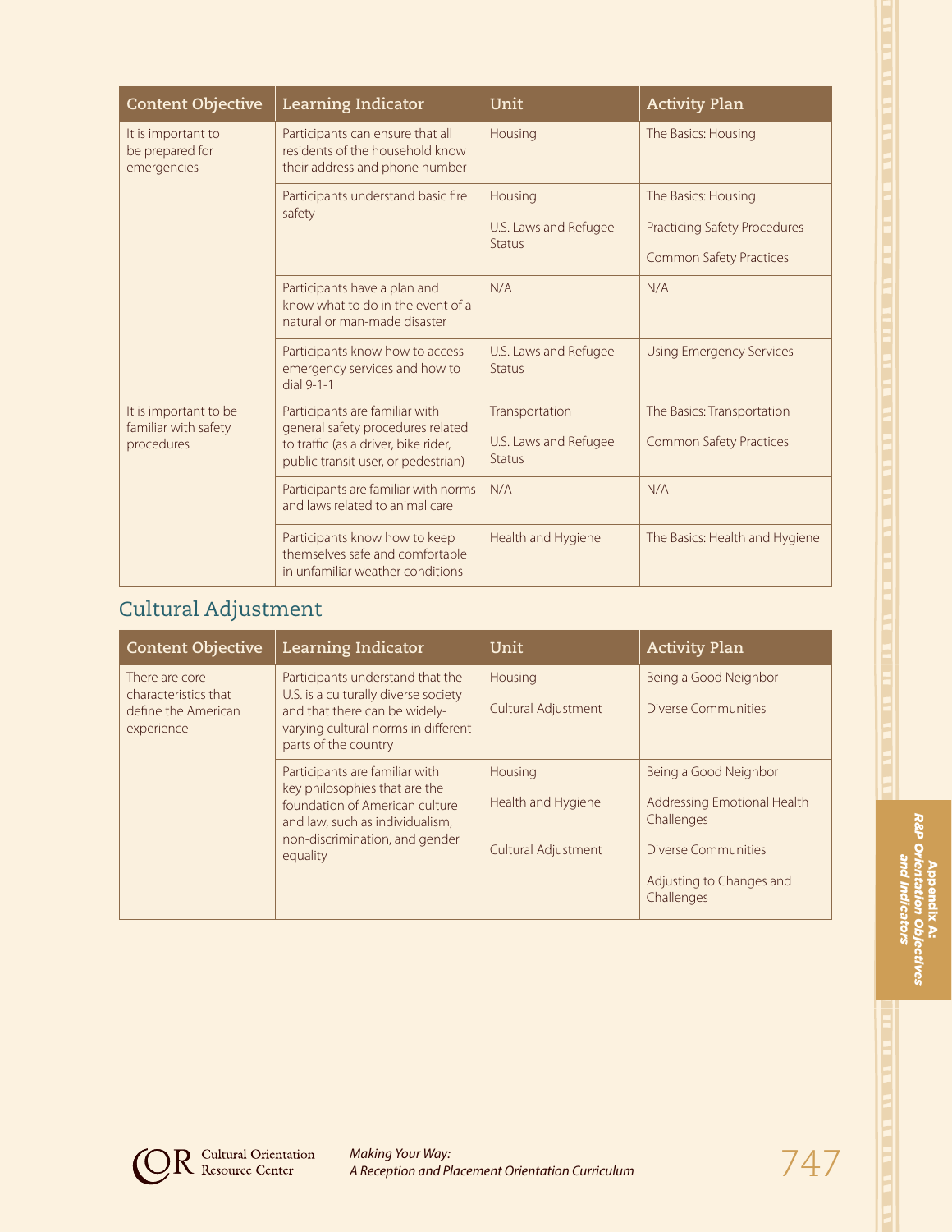| Content Objective | Learning Indicator | Unit | Activity Plan |
|---|---|---|---|
| It is important to be prepared for emergencies | Participants can ensure that all residents of the household know their address and phone number | Housing | The Basics: Housing |
| | Participants understand basic fire safety | Housing<br><br>U.S. Laws and Refugee Status | The Basics: Housing<br><br>Practicing Safety Procedures<br><br>Common Safety Practices |
| | Participants have a plan and know what to do in the event of a natural or man-made disaster | N/A | N/A |
| | Participants know how to access emergency services and how to dial 9-1-1 | U.S. Laws and Refugee Status | Using Emergency Services |
| It is important to be familiar with safety procedures | Participants are familiar with general safety procedures related to traffic (as a driver, bike rider, public transit user, or pedestrian) | Transportation<br><br>U.S. Laws and Refugee Status | The Basics: Transportation<br><br>Common Safety Practices |
| | Participants are familiar with norms and laws related to animal care | N/A | N/A |
| | Participants know how to keep themselves safe and comfortable in unfamiliar weather conditions | Health and Hygiene | The Basics: Health and Hygiene |

## Cultural Adjustment

| Content Objective | Learning Indicator | Unit | Activity Plan |
|---|---|---|---|
| There are core characteristics that define the American experience | Participants understand that the U.S. is a culturally diverse society and that there can be widely-varying cultural norms in different parts of the country | Housing<br><br>Cultural Adjustment | Being a Good Neighbor<br><br>Diverse Communities |
| | Participants are familiar with key philosophies that are the foundation of American culture and law, such as individualism, non-discrimination, and gender equality | Housing<br><br>Health and Hygiene<br><br>Cultural Adjustment | Being a Good Neighbor<br><br>Addressing Emotional Health Challenges<br><br>Diverse Communities<br><br>Adjusting to Changes and Challenges |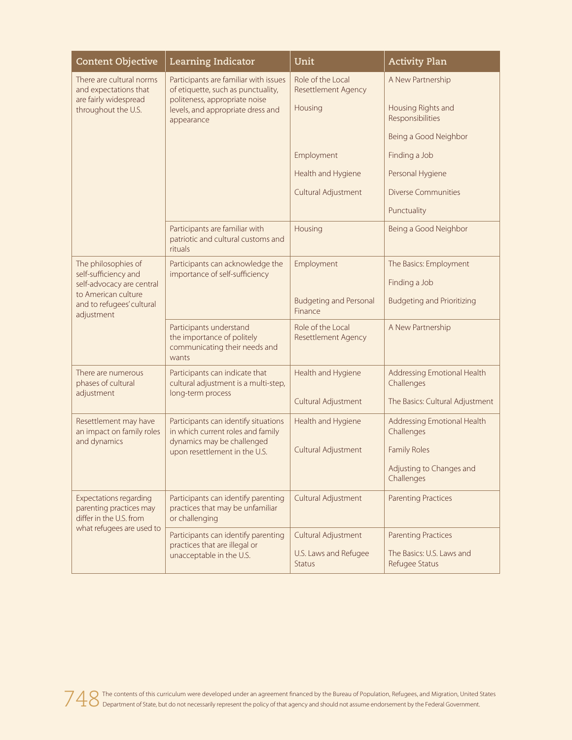| Content Objective | Learning Indicator | Unit | Activity Plan |
|---|---|---|---|
| There are cultural norms and expectations that are fairly widespread throughout the U.S. | Participants are familiar with issues of etiquette, such as punctuality, politeness, appropriate noise levels, and appropriate dress and appearance | Role of the Local Resettlement Agency | A New Partnership |
| | | Housing | Housing Rights and Responsibilities |
| | | | Being a Good Neighbor |
| | | Employment | Finding a Job |
| | | Health and Hygiene | Personal Hygiene |
| | | Cultural Adjustment | Diverse Communities |
| | | | Punctuality |
| | Participants are familiar with patriotic and cultural customs and rituals | Housing | Being a Good Neighbor |
| The philosophies of self-sufficiency and self-advocacy are central to American culture and to refugees' cultural adjustment | Participants can acknowledge the importance of self-sufficiency | Employment | The Basics: Employment |
| | | | Finding a Job |
| | | Budgeting and Personal Finance | Budgeting and Prioritizing |
| | Participants understand the importance of politely communicating their needs and wants | Role of the Local Resettlement Agency | A New Partnership |
| There are numerous phases of cultural adjustment | Participants can indicate that cultural adjustment is a multi-step, long-term process | Health and Hygiene | Addressing Emotional Health Challenges |
| | | Cultural Adjustment | The Basics: Cultural Adjustment |
| Resettlement may have an impact on family roles and dynamics | Participants can identify situations in which current roles and family dynamics may be challenged upon resettlement in the U.S. | Health and Hygiene | Addressing Emotional Health Challenges |
| | | Cultural Adjustment | Family Roles |
| | | | Adjusting to Changes and Challenges |
| Expectations regarding parenting practices may differ in the U.S. from what refugees are used to | Participants can identify parenting practices that may be unfamiliar or challenging | Cultural Adjustment | Parenting Practices |
| | Participants can identify parenting practices that are illegal or unacceptable in the U.S. | Cultural Adjustment | Parenting Practices |
| | | U.S. Laws and Refugee Status | The Basics: U.S. Laws and Refugee Status |

The contents of this curriculum were developed under an agreement financed by the Bureau of Population, Refugees, and Migration, United States Department of State, but do not necessarily represent the policy of that agency and should not assume endorsement by the Federal Government.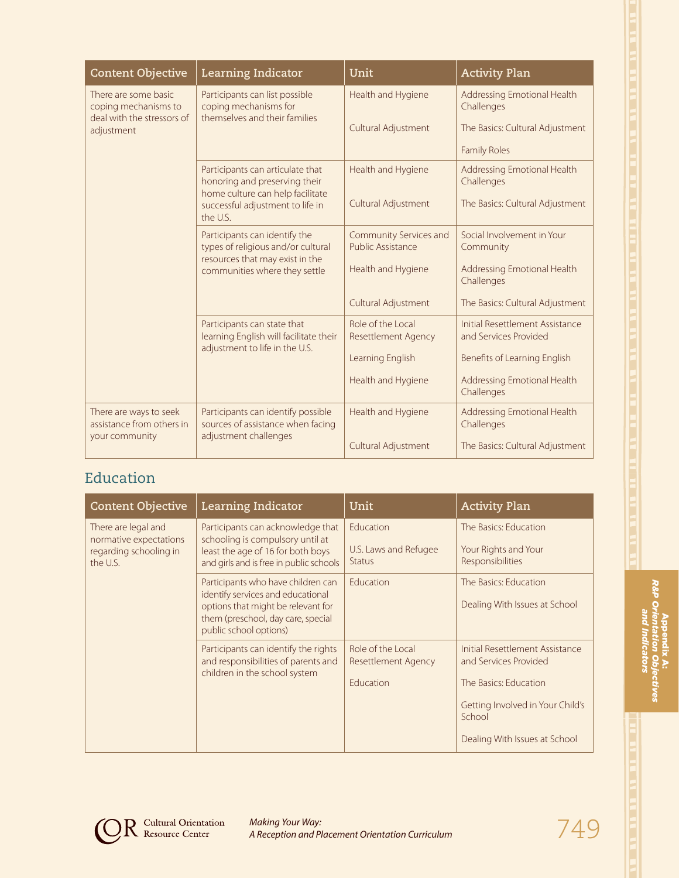| Content Objective | Learning Indicator | Unit | Activity Plan |
|---|---|---|---|
| There are some basic coping mechanisms to deal with the stressors of adjustment | Participants can list possible coping mechanisms for themselves and their families | Health and Hygiene | Addressing Emotional Health Challenges |
| | | Cultural Adjustment | The Basics: Cultural Adjustment |
| | | | Family Roles |
| | Participants can articulate that honoring and preserving their home culture can help facilitate successful adjustment to life in the U.S. | Health and Hygiene | Addressing Emotional Health Challenges |
| | | Cultural Adjustment | The Basics: Cultural Adjustment |
| | Participants can identify the types of religious and/or cultural resources that may exist in the communities where they settle | Community Services and Public Assistance | Social Involvement in Your Community |
| | | Health and Hygiene | Addressing Emotional Health Challenges |
| | | Cultural Adjustment | The Basics: Cultural Adjustment |
| | Participants can state that learning English will facilitate their adjustment to life in the U.S. | Role of the Local Resettlement Agency | Initial Resettlement Assistance and Services Provided |
| | | Learning English | Benefits of Learning English |
| | | Health and Hygiene | Addressing Emotional Health Challenges |
| There are ways to seek assistance from others in your community | Participants can identify possible sources of assistance when facing adjustment challenges | Health and Hygiene | Addressing Emotional Health Challenges |
| | | Cultural Adjustment | The Basics: Cultural Adjustment |

## Education

| Content Objective | Learning Indicator | Unit | Activity Plan |
|---|---|---|---|
| There are legal and normative expectations regarding schooling in the U.S. | Participants can acknowledge that schooling is compulsory until at least the age of 16 for both boys and girls and is free in public schools | Education | The Basics: Education |
| | | U.S. Laws and Refugee Status | Your Rights and Your Responsibilities |
| | Participants who have children can identify services and educational options that might be relevant for them (preschool, day care, special public school options) | Education | The Basics: Education |
| | | | Dealing With Issues at School |
| | Participants can identify the rights and responsibilities of parents and children in the school system | Role of the Local Resettlement Agency | Initial Resettlement Assistance and Services Provided |
| | | Education | The Basics: Education |
| | | | Getting Involved in Your Child's School |
| | | | Dealing With Issues at School |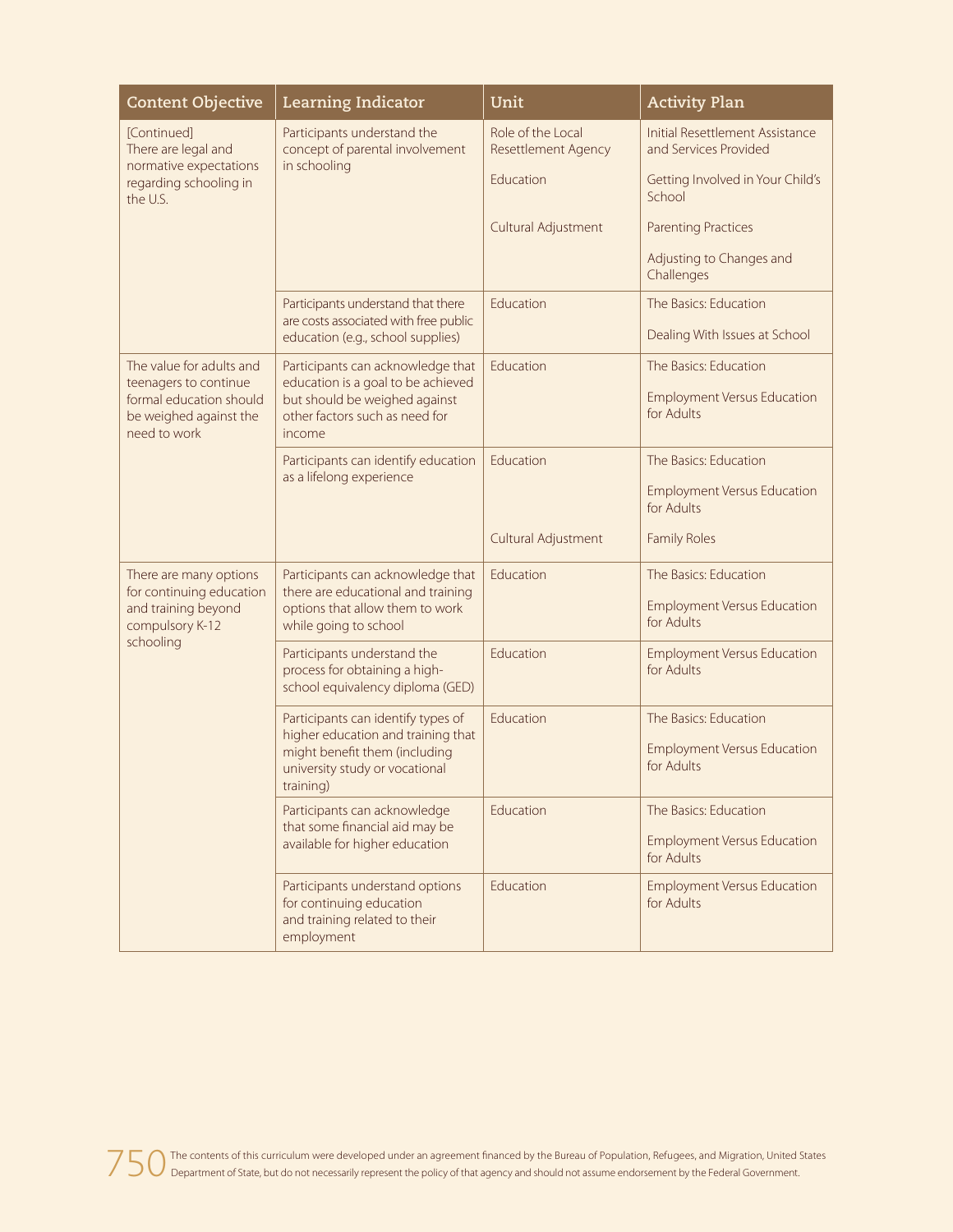| Content Objective | Learning Indicator | Unit | Activity Plan |
| --- | --- | --- | --- |
| [Continued] There are legal and normative expectations regarding schooling in the U.S. | Participants understand the concept of parental involvement in schooling | Role of the Local Resettlement Agency | Initial Resettlement Assistance and Services Provided |
| | | Education | Getting Involved in Your Child's School |
| | | Cultural Adjustment | Parenting Practices |
| | | | Adjusting to Changes and Challenges |
| | Participants understand that there are costs associated with free public education (e.g., school supplies) | Education | The Basics: Education |
| | | | Dealing With Issues at School |
| The value for adults and teenagers to continue formal education should be weighed against the need to work | Participants can acknowledge that education is a goal to be achieved but should be weighed against other factors such as need for income | Education | The Basics: Education |
| | | | Employment Versus Education for Adults |
| | Participants can identify education as a lifelong experience | Education | The Basics: Education |
| | | | Employment Versus Education for Adults |
| | | Cultural Adjustment | Family Roles |
| There are many options for continuing education and training beyond compulsory K-12 schooling | Participants can acknowledge that there are educational and training options that allow them to work while going to school | Education | The Basics: Education |
| | | | Employment Versus Education for Adults |
| | Participants understand the process for obtaining a high-school equivalency diploma (GED) | Education | Employment Versus Education for Adults |
| | Participants can identify types of higher education and training that might benefit them (including university study or vocational training) | Education | The Basics: Education |
| | | | Employment Versus Education for Adults |
| | Participants can acknowledge that some financial aid may be available for higher education | Education | The Basics: Education |
| | | | Employment Versus Education for Adults |
| | Participants understand options for continuing education and training related to their employment | Education | Employment Versus Education for Adults |

The contents of this curriculum were developed under an agreement financed by the Bureau of Population, Refugees, and Migration, United States Department of State, but do not necessarily represent the policy of that agency and should not assume endorsement by the Federal Government.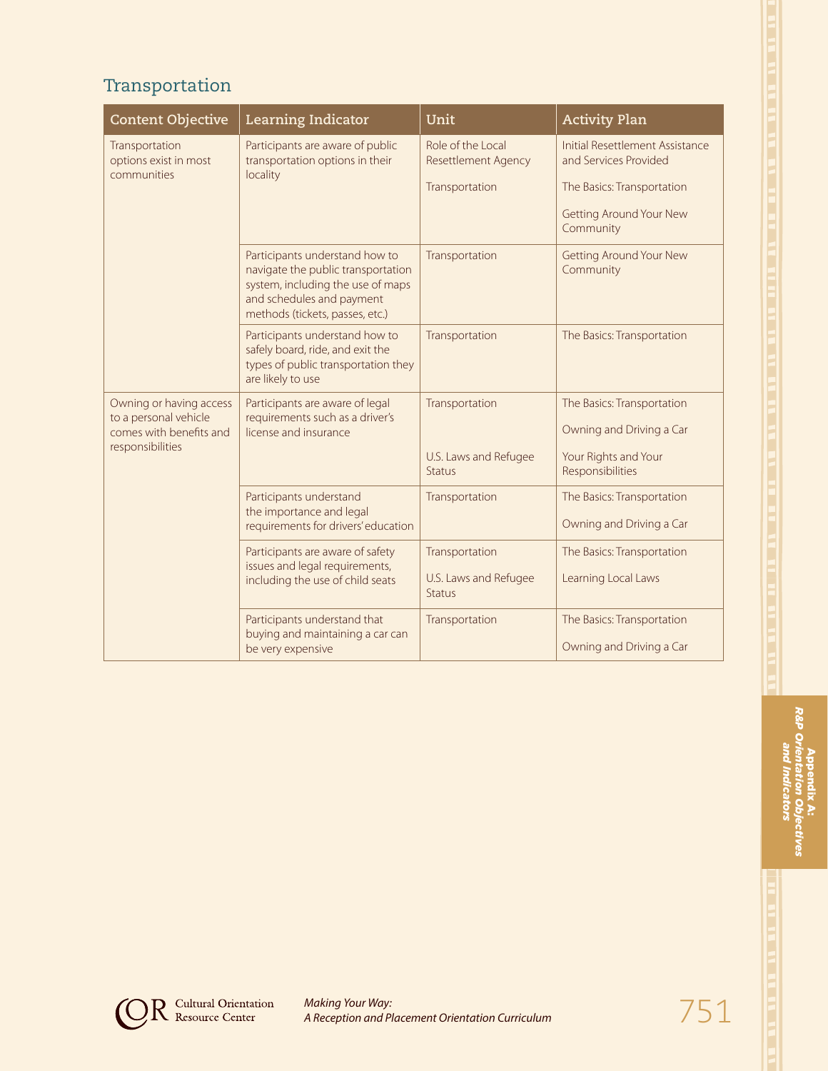## Transportation

| Content Objective | Learning Indicator | Unit | Activity Plan |
|---|---|---|---|
| Transportation options exist in most communities | Participants are aware of public transportation options in their locality | Role of the Local Resettlement Agency | Initial Resettlement Assistance and Services Provided |
| | | Transportation | The Basics: Transportation<br>Getting Around Your New Community |
| | Participants understand how to navigate the public transportation system, including the use of maps and schedules and payment methods (tickets, passes, etc.) | Transportation | Getting Around Your New Community |
| | Participants understand how to safely board, ride, and exit the types of public transportation they are likely to use | Transportation | The Basics: Transportation |
| Owning or having access to a personal vehicle comes with benefits and responsibilities | Participants are aware of legal requirements such as a driver's license and insurance | Transportation | The Basics: Transportation<br>Owning and Driving a Car |
| | | U.S. Laws and Refugee Status | Your Rights and Your Responsibilities |
| | Participants understand the importance and legal requirements for drivers' education | Transportation | The Basics: Transportation<br>Owning and Driving a Car |
| | Participants are aware of safety issues and legal requirements, including the use of child seats | Transportation | The Basics: Transportation |
| | | U.S. Laws and Refugee Status | Learning Local Laws |
| | Participants understand that buying and maintaining a car can be very expensive | Transportation | The Basics: Transportation<br>Owning and Driving a Car |